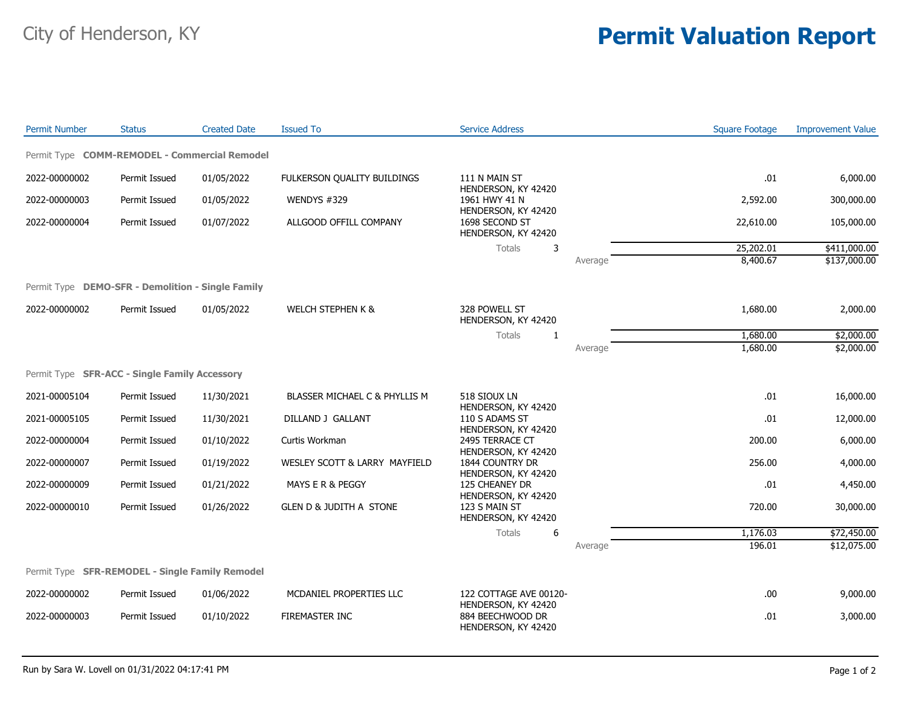City of Henderson, KY

# Permit Valuation Report

| Permit Number | Status | Created Date | Issued To | Service Address | | Square Footage | Improvement Value |
|---|---|---|---|---|---|---|---|
| **Permit Type COMM-REMODEL - Commercial Remodel** | | | | | | | |
| 2022-00000002 | Permit Issued | 01/05/2022 | FULKERSON QUALITY BUILDINGS | 111 N MAIN ST HENDERSON, KY 42420 | | .01 | 6,000.00 |
| 2022-00000003 | Permit Issued | 01/05/2022 | WENDYS #329 | 1961 HWY 41 N HENDERSON, KY 42420 | | 2,592.00 | 300,000.00 |
| 2022-00000004 | Permit Issued | 01/07/2022 | ALLGOOD OFFILL COMPANY | 1698 SECOND ST HENDERSON, KY 42420 | | 22,610.00 | 105,000.00 |
| | | | | Totals 3 | | 25,202.01 | $411,000.00 |
| | | | | | Average | 8,400.67 | $137,000.00 |
| **Permit Type DEMO-SFR - Demolition - Single Family** | | | | | | | |
| 2022-00000002 | Permit Issued | 01/05/2022 | WELCH STEPHEN K & | 328 POWELL ST HENDERSON, KY 42420 | | 1,680.00 | 2,000.00 |
| | | | | Totals 1 | | 1,680.00 | $2,000.00 |
| | | | | | Average | 1,680.00 | $2,000.00 |
| **Permit Type SFR-ACC - Single Family Accessory** | | | | | | | |
| 2021-00005104 | Permit Issued | 11/30/2021 | BLASSER MICHAEL C & PHYLLIS M | 518 SIOUX LN HENDERSON, KY 42420 | | .01 | 16,000.00 |
| 2021-00005105 | Permit Issued | 11/30/2021 | DILLAND J GALLANT | 110 S ADAMS ST HENDERSON, KY 42420 | | .01 | 12,000.00 |
| 2022-00000004 | Permit Issued | 01/10/2022 | Curtis Workman | 2495 TERRACE CT HENDERSON, KY 42420 | | 200.00 | 6,000.00 |
| 2022-00000007 | Permit Issued | 01/19/2022 | WESLEY SCOTT & LARRY MAYFIELD | 1844 COUNTRY DR HENDERSON, KY 42420 | | 256.00 | 4,000.00 |
| 2022-00000009 | Permit Issued | 01/21/2022 | MAYS E R & PEGGY | 125 CHEANEY DR HENDERSON, KY 42420 | | .01 | 4,450.00 |
| 2022-00000010 | Permit Issued | 01/26/2022 | GLEN D & JUDITH A STONE | 123 S MAIN ST HENDERSON, KY 42420 | | 720.00 | 30,000.00 |
| | | | | Totals 6 | | 1,176.03 | $72,450.00 |
| | | | | | Average | 196.01 | $12,075.00 |
| **Permit Type SFR-REMODEL - Single Family Remodel** | | | | | | | |
| 2022-00000002 | Permit Issued | 01/06/2022 | MCDANIEL PROPERTIES LLC | 122 COTTAGE AVE 00120- HENDERSON, KY 42420 | | .00 | 9,000.00 |
| 2022-00000003 | Permit Issued | 01/10/2022 | FIREMASTER INC | 884 BEECHWOOD DR HENDERSON, KY 42420 | | .01 | 3,000.00 |

Run by Sara W. Lovell on 01/31/2022 04:17:41 PM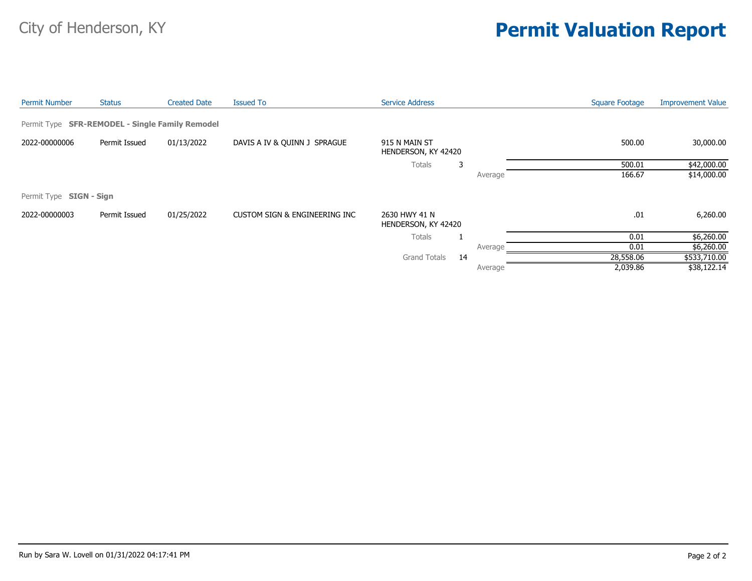City of Henderson, KY

# Permit Valuation Report

| Permit Number | Status | Created Date | Issued To | Service Address | | | Square Footage | Improvement Value |
|---|---|---|---|---|---|---|---|---|
| Permit Type **SFR-REMODEL - Single Family Remodel** | | | | | | | | |
| 2022-00000006 | Permit Issued | 01/13/2022 | DAVIS A IV & QUINN J SPRAGUE | 915 N MAIN ST HENDERSON, KY 42420 | | | 500.00 | 30,000.00 |
| | | | | Totals | 3 | | 500.01 | $42,000.00 |
| | | | | | | Average | 166.67 | $14,000.00 |
| Permit Type **SIGN - Sign** | | | | | | | | |
| 2022-00000003 | Permit Issued | 01/25/2022 | CUSTOM SIGN & ENGINEERING INC | 2630 HWY 41 N HENDERSON, KY 42420 | | | .01 | 6,260.00 |
| | | | | Totals | 1 | | 0.01 | $6,260.00 |
| | | | | | | Average | 0.01 | $6,260.00 |
| | | | | Grand Totals | 14 | | 28,558.06 | $533,710.00 |
| | | | | | | Average | 2,039.86 | $38,122.14 |

Run by Sara W. Lovell on 01/31/2022 04:17:41 PM